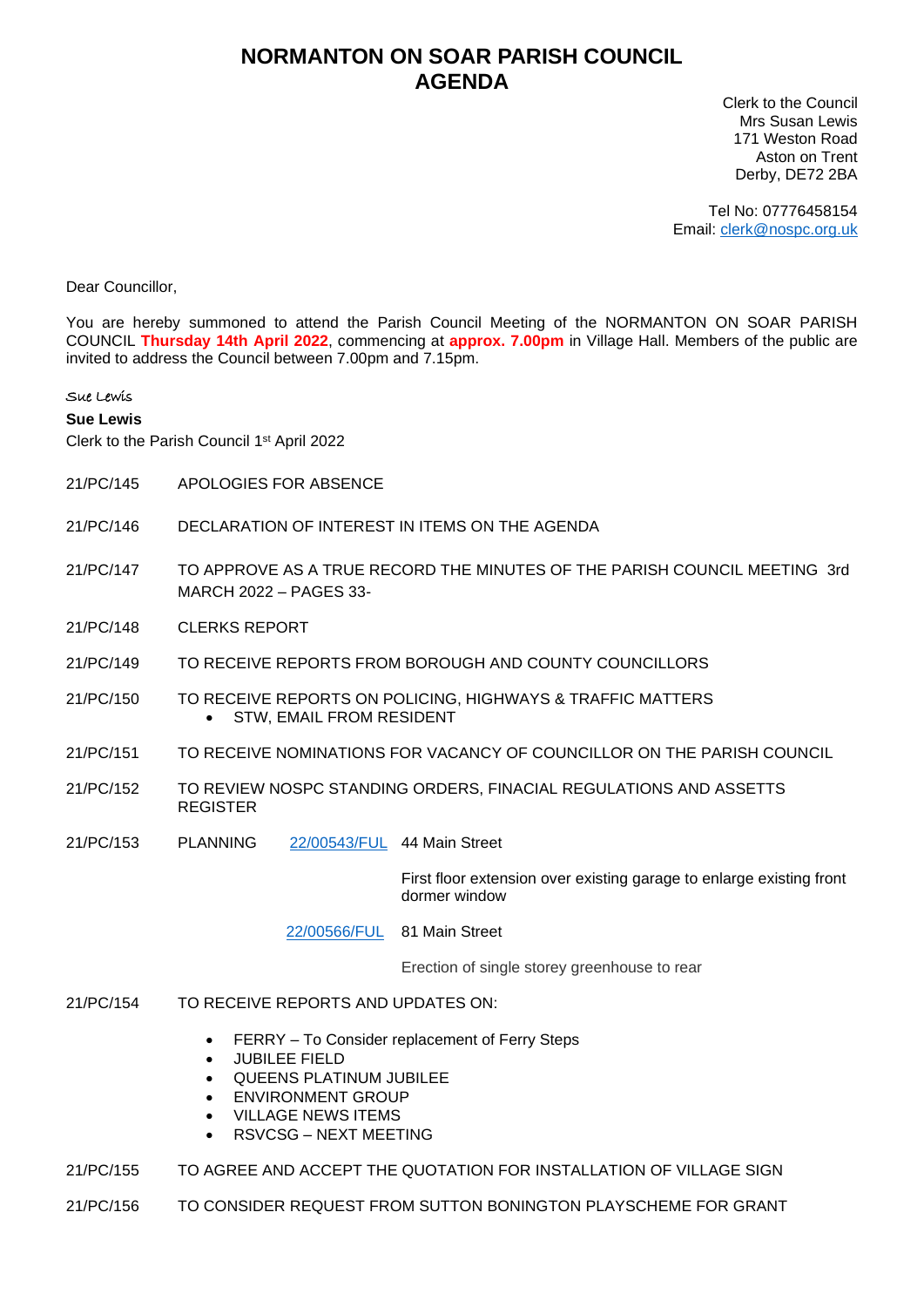# NORMANTON ON SOAR PARISH COUNCIL
# AGENDA

Clerk to the Council
Mrs Susan Lewis
171 Weston Road
Aston on Trent
Derby, DE72 2BA

Tel No: 07776458154
Email: clerk@nospc.org.uk

Dear Councillor,

You are hereby summoned to attend the Parish Council Meeting of the NORMANTON ON SOAR PARISH COUNCIL **Thursday 14th April 2022**, commencing at **approx. 7.00pm** in Village Hall. Members of the public are invited to address the Council between 7.00pm and 7.15pm.

*Sue Lewis*

**Sue Lewis**
Clerk to the Parish Council 1st April 2022

21/PC/145 APOLOGIES FOR ABSENCE

21/PC/146 DECLARATION OF INTEREST IN ITEMS ON THE AGENDA

21/PC/147 TO APPROVE AS A TRUE RECORD THE MINUTES OF THE PARISH COUNCIL MEETING 3rd MARCH 2022 – PAGES 33-

21/PC/148 CLERKS REPORT

21/PC/149 TO RECEIVE REPORTS FROM BOROUGH AND COUNTY COUNCILLORS

21/PC/150 TO RECEIVE REPORTS ON POLICING, HIGHWAYS & TRAFFIC MATTERS
- STW, EMAIL FROM RESIDENT

21/PC/151 TO RECEIVE NOMINATIONS FOR VACANCY OF COUNCILLOR ON THE PARISH COUNCIL

21/PC/152 TO REVIEW NOSPC STANDING ORDERS, FINACIAL REGULATIONS AND ASSETTS REGISTER

21/PC/153 PLANNING

22/00543/FUL 44 Main Street
First floor extension over existing garage to enlarge existing front dormer window

22/00566/FUL 81 Main Street
Erection of single storey greenhouse to rear

21/PC/154 TO RECEIVE REPORTS AND UPDATES ON:

- FERRY – To Consider replacement of Ferry Steps
- JUBILEE FIELD
- QUEENS PLATINUM JUBILEE
- ENVIRONMENT GROUP
- VILLAGE NEWS ITEMS
- RSVCSG – NEXT MEETING

21/PC/155 TO AGREE AND ACCEPT THE QUOTATION FOR INSTALLATION OF VILLAGE SIGN

21/PC/156 TO CONSIDER REQUEST FROM SUTTON BONINGTON PLAYSCHEME FOR GRANT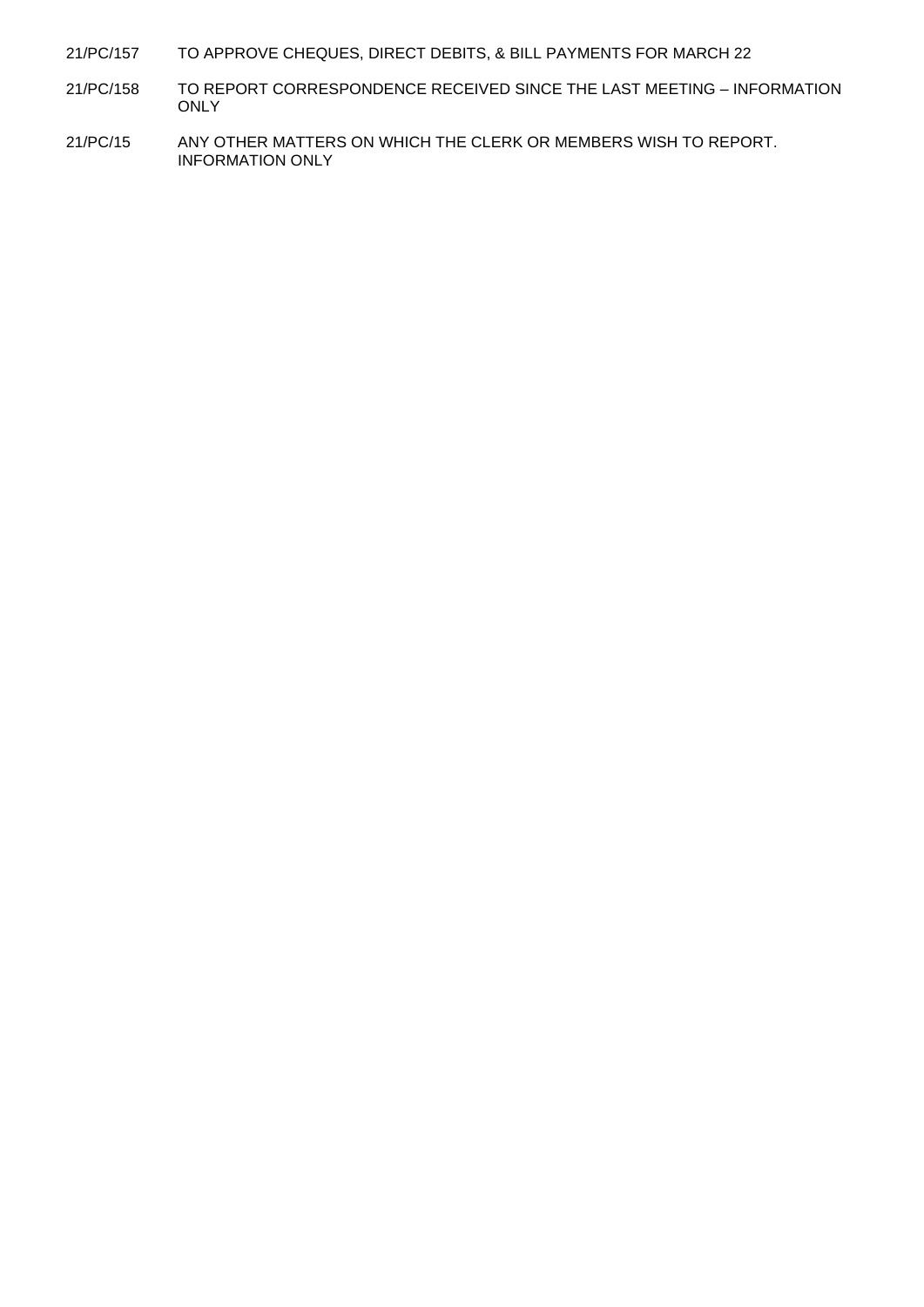21/PC/157 TO APPROVE CHEQUES, DIRECT DEBITS, & BILL PAYMENTS FOR MARCH 22

21/PC/158 TO REPORT CORRESPONDENCE RECEIVED SINCE THE LAST MEETING – INFORMATION ONLY

21/PC/15 ANY OTHER MATTERS ON WHICH THE CLERK OR MEMBERS WISH TO REPORT. INFORMATION ONLY